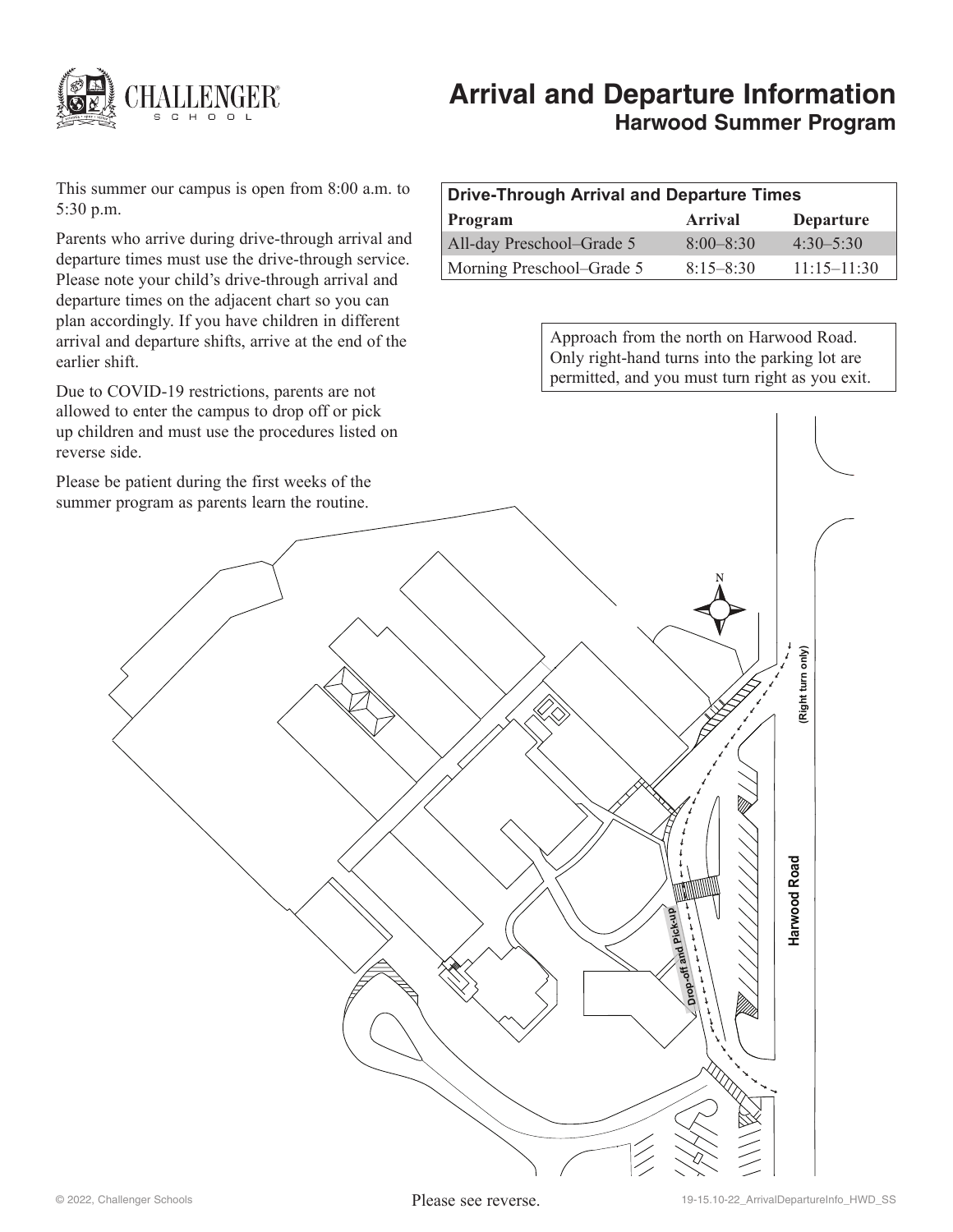# Arrival and Departure Information

## Harwood Summer Program

This summer our campus is open from 8:00 a.m. to 5:30 p.m.

Parents who arrive during drive-through arrival and departure times must use the drive-through service. Please note your child's drive-through arrival and departure times on the adjacent chart so you can plan accordingly. If you have children in different arrival and departure shifts, arrive at the end of the earlier shift.

Due to COVID-19 restrictions, parents are not allowed to enter the campus to drop off or pick up children and must use the procedures listed on reverse side.

Please be patient during the first weeks of the summer program as parents learn the routine.

| Drive-Through Arrival and Departure Times | | |
|---|---|---|
| **Program** | **Arrival** | **Departure** |
| All-day Preschool–Grade 5 | 8:00–8:30 | 4:30–5:30 |
| Morning Preschool–Grade 5 | 8:15–8:30 | 11:15–11:30 |

Approach from the north on Harwood Road. Only right-hand turns into the parking lot are permitted, and you must turn right as you exit.

N

(Right turn only)

Harwood Road

Drop-off and Pick-up

© 2022, Challenger Schools

Please see reverse.

19-15.10-22_ArrivalDepartureInfo_HWD_SS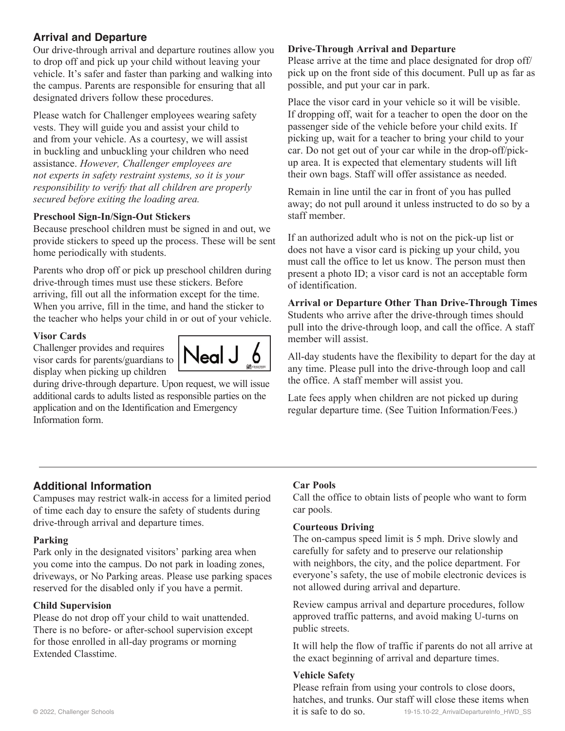## Arrival and Departure

Our drive-through arrival and departure routines allow you to drop off and pick up your child without leaving your vehicle. It's safer and faster than parking and walking into the campus. Parents are responsible for ensuring that all designated drivers follow these procedures.

Please watch for Challenger employees wearing safety vests. They will guide you and assist your child to and from your vehicle. As a courtesy, we will assist in buckling and unbuckling your children who need assistance. *However, Challenger employees are not experts in safety restraint systems, so it is your responsibility to verify that all children are properly secured before exiting the loading area.*

### Preschool Sign-In/Sign-Out Stickers

Because preschool children must be signed in and out, we provide stickers to speed up the process. These will be sent home periodically with students.

Parents who drop off or pick up preschool children during drive-through times must use these stickers. Before arriving, fill out all the information except for the time. When you arrive, fill in the time, and hand the sticker to the teacher who helps your child in or out of your vehicle.

### Visor Cards

Neal J 6

Challenger provides and requires visor cards for parents/guardians to display when picking up children during drive-through departure. Upon request, we will issue additional cards to adults listed as responsible parties on the application and on the Identification and Emergency Information form.

### Drive-Through Arrival and Departure

Please arrive at the time and place designated for drop off/pick up on the front side of this document. Pull up as far as possible, and put your car in park.

Place the visor card in your vehicle so it will be visible. If dropping off, wait for a teacher to open the door on the passenger side of the vehicle before your child exits. If picking up, wait for a teacher to bring your child to your car. Do not get out of your car while in the drop-off/pick-up area. It is expected that elementary students will lift their own bags. Staff will offer assistance as needed.

Remain in line until the car in front of you has pulled away; do not pull around it unless instructed to do so by a staff member.

If an authorized adult who is not on the pick-up list or does not have a visor card is picking up your child, you must call the office to let us know. The person must then present a photo ID; a visor card is not an acceptable form of identification.

### Arrival or Departure Other Than Drive-Through Times

Students who arrive after the drive-through times should pull into the drive-through loop, and call the office. A staff member will assist.

All-day students have the flexibility to depart for the day at any time. Please pull into the drive-through loop and call the office. A staff member will assist you.

Late fees apply when children are not picked up during regular departure time. (See Tuition Information/Fees.)

## Additional Information

Campuses may restrict walk-in access for a limited period of time each day to ensure the safety of students during drive-through arrival and departure times.

### Parking

Park only in the designated visitors' parking area when you come into the campus. Do not park in loading zones, driveways, or No Parking areas. Please use parking spaces reserved for the disabled only if you have a permit.

### Child Supervision

Please do not drop off your child to wait unattended. There is no before- or after-school supervision except for those enrolled in all-day programs or morning Extended Classtime.

### Car Pools

Call the office to obtain lists of people who want to form car pools.

### Courteous Driving

The on-campus speed limit is 5 mph. Drive slowly and carefully for safety and to preserve our relationship with neighbors, the city, and the police department. For everyone's safety, the use of mobile electronic devices is not allowed during arrival and departure.

Review campus arrival and departure procedures, follow approved traffic patterns, and avoid making U-turns on public streets.

It will help the flow of traffic if parents do not all arrive at the exact beginning of arrival and departure times.

### Vehicle Safety

Please refrain from using your controls to close doors, hatches, and trunks. Our staff will close these items when it is safe to do so.

© 2022, Challenger Schools 19-15.10-22_ArrivalDepartureInfo_HWD_SS